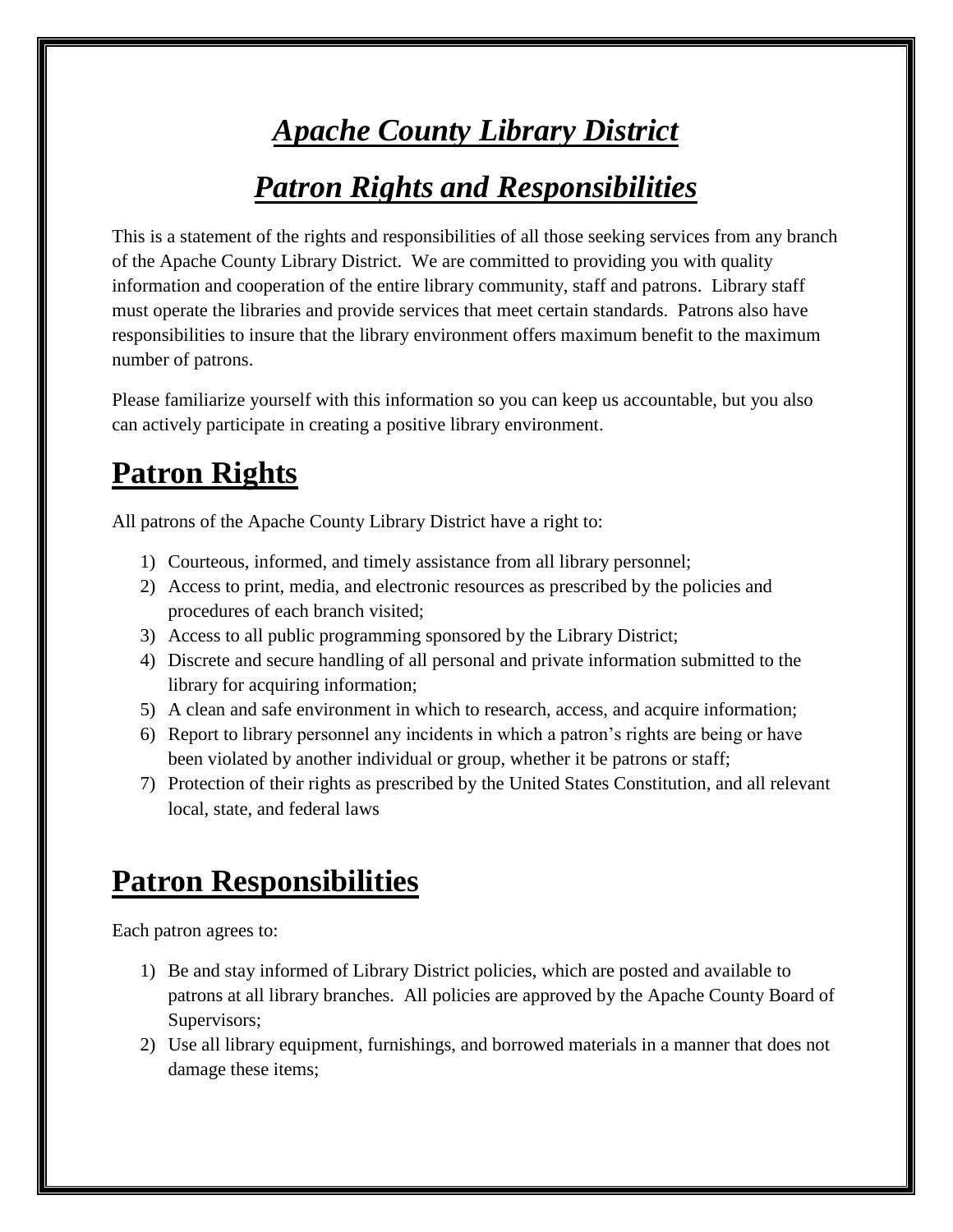# *Apache County Library District*

# *Patron Rights and Responsibilities*

This is a statement of the rights and responsibilities of all those seeking services from any branch of the Apache County Library District. We are committed to providing you with quality information and cooperation of the entire library community, staff and patrons. Library staff must operate the libraries and provide services that meet certain standards. Patrons also have responsibilities to insure that the library environment offers maximum benefit to the maximum number of patrons.

Please familiarize yourself with this information so you can keep us accountable, but you also can actively participate in creating a positive library environment.

## Patron Rights

All patrons of the Apache County Library District have a right to:

1) Courteous, informed, and timely assistance from all library personnel;
2) Access to print, media, and electronic resources as prescribed by the policies and procedures of each branch visited;
3) Access to all public programming sponsored by the Library District;
4) Discrete and secure handling of all personal and private information submitted to the library for acquiring information;
5) A clean and safe environment in which to research, access, and acquire information;
6) Report to library personnel any incidents in which a patron's rights are being or have been violated by another individual or group, whether it be patrons or staff;
7) Protection of their rights as prescribed by the United States Constitution, and all relevant local, state, and federal laws

## Patron Responsibilities

Each patron agrees to:

1) Be and stay informed of Library District policies, which are posted and available to patrons at all library branches. All policies are approved by the Apache County Board of Supervisors;
2) Use all library equipment, furnishings, and borrowed materials in a manner that does not damage these items;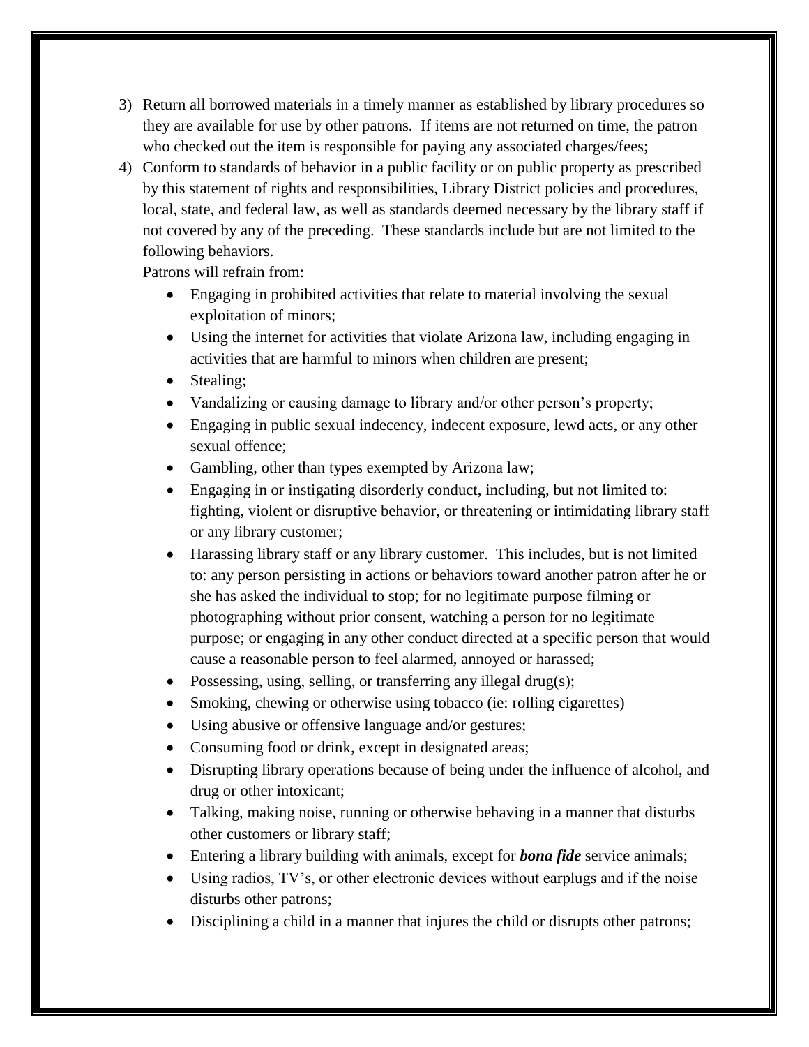3) Return all borrowed materials in a timely manner as established by library procedures so they are available for use by other patrons. If items are not returned on time, the patron who checked out the item is responsible for paying any associated charges/fees;
4) Conform to standards of behavior in a public facility or on public property as prescribed by this statement of rights and responsibilities, Library District policies and procedures, local, state, and federal law, as well as standards deemed necessary by the library staff if not covered by any of the preceding. These standards include but are not limited to the following behaviors.

   Patrons will refrain from:

   - Engaging in prohibited activities that relate to material involving the sexual exploitation of minors;
   - Using the internet for activities that violate Arizona law, including engaging in activities that are harmful to minors when children are present;
   - Stealing;
   - Vandalizing or causing damage to library and/or other person's property;
   - Engaging in public sexual indecency, indecent exposure, lewd acts, or any other sexual offence;
   - Gambling, other than types exempted by Arizona law;
   - Engaging in or instigating disorderly conduct, including, but not limited to: fighting, violent or disruptive behavior, or threatening or intimidating library staff or any library customer;
   - Harassing library staff or any library customer. This includes, but is not limited to: any person persisting in actions or behaviors toward another patron after he or she has asked the individual to stop; for no legitimate purpose filming or photographing without prior consent, watching a person for no legitimate purpose; or engaging in any other conduct directed at a specific person that would cause a reasonable person to feel alarmed, annoyed or harassed;
   - Possessing, using, selling, or transferring any illegal drug(s);
   - Smoking, chewing or otherwise using tobacco (ie: rolling cigarettes)
   - Using abusive or offensive language and/or gestures;
   - Consuming food or drink, except in designated areas;
   - Disrupting library operations because of being under the influence of alcohol, and drug or other intoxicant;
   - Talking, making noise, running or otherwise behaving in a manner that disturbs other customers or library staff;
   - Entering a library building with animals, except for ***bona fide*** service animals;
   - Using radios, TV's, or other electronic devices without earplugs and if the noise disturbs other patrons;
   - Disciplining a child in a manner that injures the child or disrupts other patrons;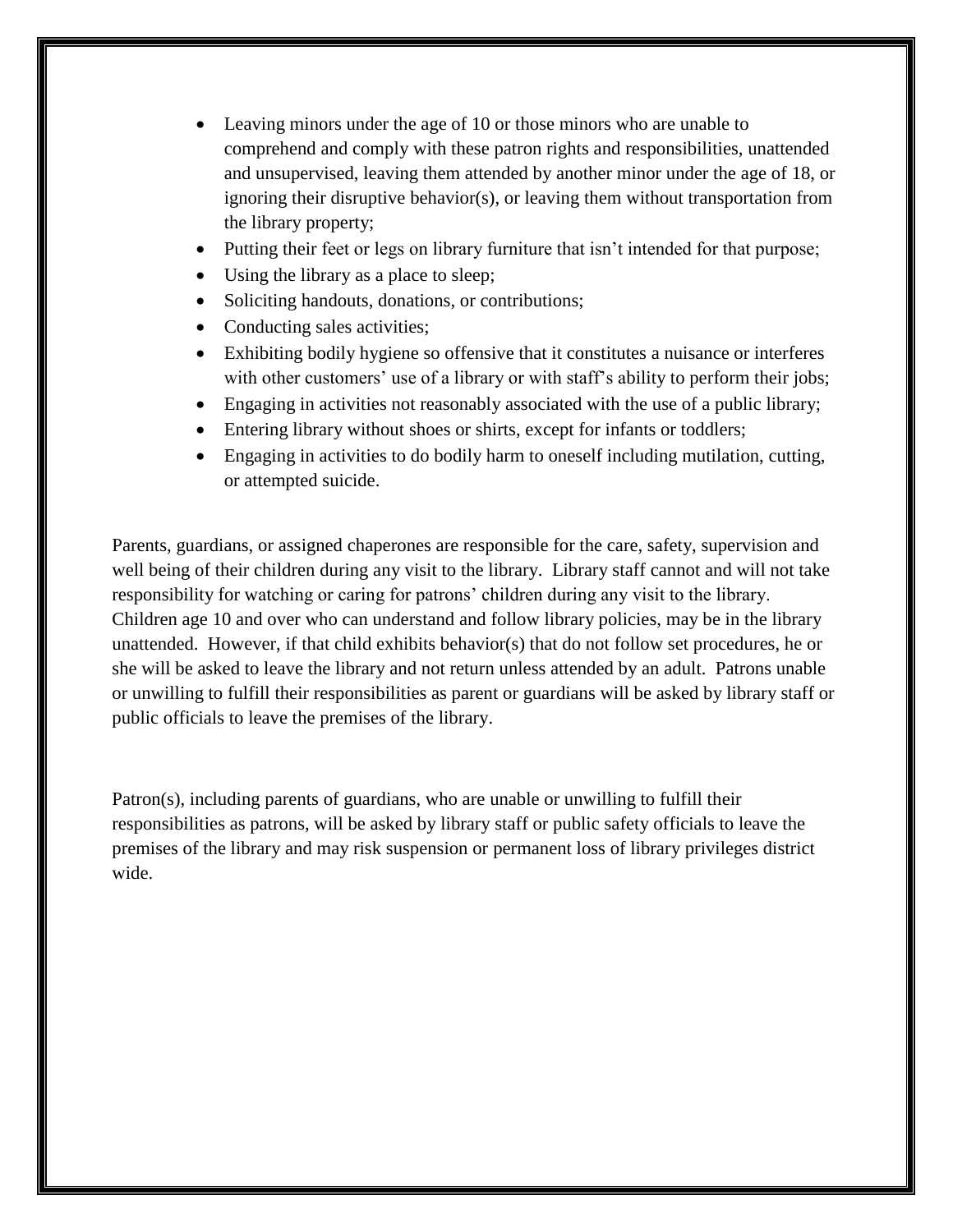- Leaving minors under the age of 10 or those minors who are unable to comprehend and comply with these patron rights and responsibilities, unattended and unsupervised, leaving them attended by another minor under the age of 18, or ignoring their disruptive behavior(s), or leaving them without transportation from the library property;
- Putting their feet or legs on library furniture that isn't intended for that purpose;
- Using the library as a place to sleep;
- Soliciting handouts, donations, or contributions;
- Conducting sales activities;
- Exhibiting bodily hygiene so offensive that it constitutes a nuisance or interferes with other customers' use of a library or with staff's ability to perform their jobs;
- Engaging in activities not reasonably associated with the use of a public library;
- Entering library without shoes or shirts, except for infants or toddlers;
- Engaging in activities to do bodily harm to oneself including mutilation, cutting, or attempted suicide.

Parents, guardians, or assigned chaperones are responsible for the care, safety, supervision and well being of their children during any visit to the library. Library staff cannot and will not take responsibility for watching or caring for patrons' children during any visit to the library. Children age 10 and over who can understand and follow library policies, may be in the library unattended. However, if that child exhibits behavior(s) that do not follow set procedures, he or she will be asked to leave the library and not return unless attended by an adult. Patrons unable or unwilling to fulfill their responsibilities as parent or guardians will be asked by library staff or public officials to leave the premises of the library.

Patron(s), including parents of guardians, who are unable or unwilling to fulfill their responsibilities as patrons, will be asked by library staff or public safety officials to leave the premises of the library and may risk suspension or permanent loss of library privileges district wide.